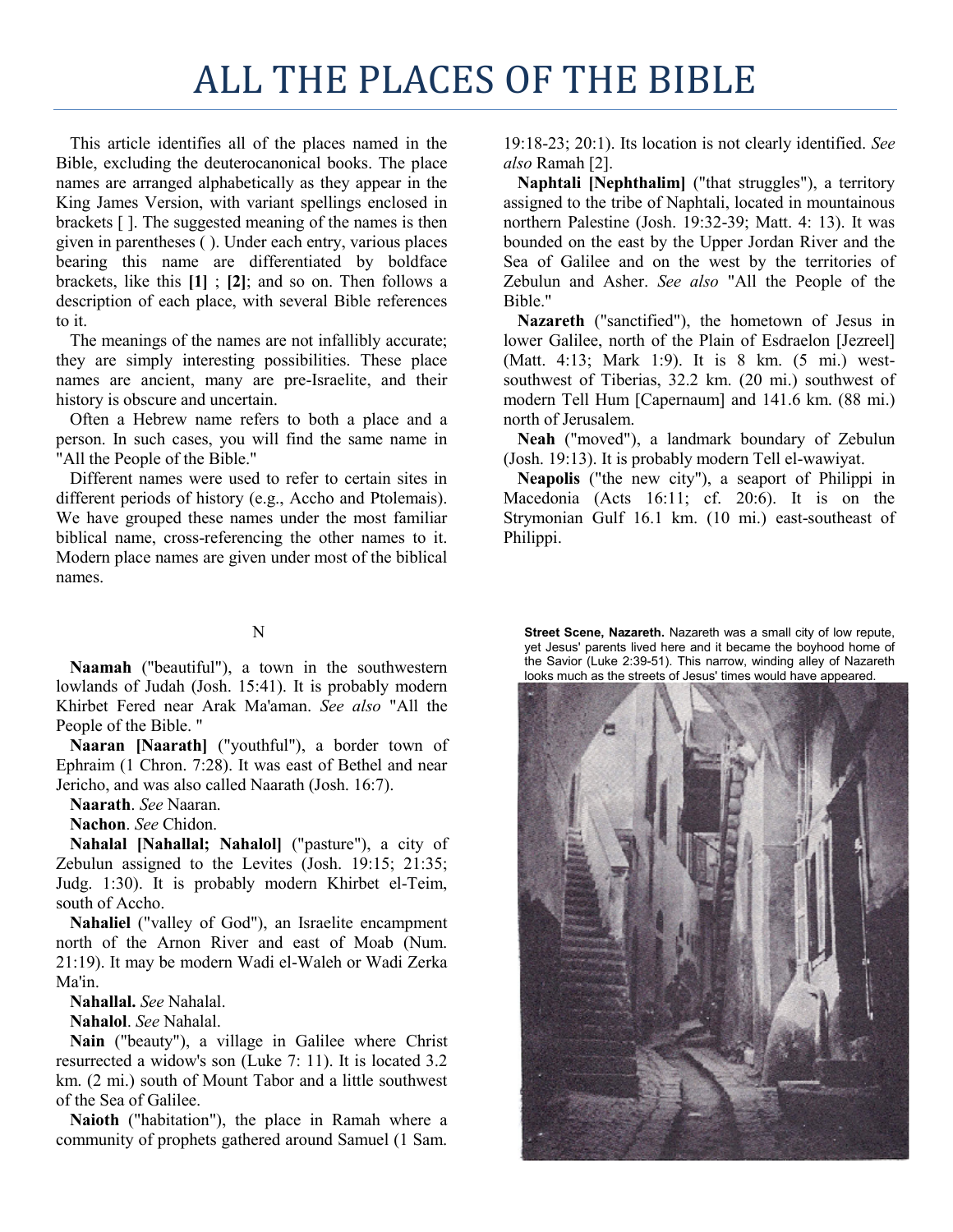# ALL THE PLACES OF THE BIBLE

This article identifies all of the places named in the Bible, excluding the deuterocanonical books. The place names are arranged alphabetically as they appear in the King James Version, with variant spellings enclosed in brackets [ ]. The suggested meaning of the names is then given in parentheses ( ). Under each entry, various places bearing this name are differentiated by boldface brackets, like this **[1]** ; **[2]**; and so on. Then follows a description of each place, with several Bible references to it.

The meanings of the names are not infallibly accurate; they are simply interesting possibilities. These place names are ancient, many are pre-Israelite, and their history is obscure and uncertain.

Often a Hebrew name refers to both a place and a person. In such cases, you will find the same name in "All the People of the Bible."

Different names were used to refer to certain sites in different periods of history (e.g., Accho and Ptolemais). We have grouped these names under the most familiar biblical name, cross-referencing the other names to it. Modern place names are given under most of the biblical names.

N

**Naamah** ("beautiful"), a town in the southwestern lowlands of Judah (Josh. 15:41). It is probably modern Khirbet Fered near Arak Ma'aman. *See also* "All the People of the Bible. "

**Naaran [Naarath]** ("youthful"), a border town of Ephraim (1 Chron. 7:28). It was east of Bethel and near Jericho, and was also called Naarath (Josh. 16:7).

**Naarath**. *See* Naaran.

**Nachon**. *See* Chidon.

**Nahalal [Nahallal; Nahalol]** ("pasture"), a city of Zebulun assigned to the Levites (Josh. 19:15; 21:35; Judg. 1:30). It is probably modern Khirbet el-Teim, south of Accho.

**Nahaliel** ("valley of God"), an Israelite encampment north of the Arnon River and east of Moab (Num. 21:19). It may be modern Wadi el-Waleh or Wadi Zerka Ma'in.

**Nahallal.** *See* Nahalal.

**Nahalol**. *See* Nahalal.

**Nain** ("beauty"), a village in Galilee where Christ resurrected a widow's son (Luke 7: 11). It is located 3.2 km. (2 mi.) south of Mount Tabor and a little southwest of the Sea of Galilee.

**Naioth** ("habitation"), the place in Ramah where a community of prophets gathered around Samuel (1 Sam. 19:18-23; 20:1). Its location is not clearly identified. *See also* Ramah [2].

**Naphtali [Nephthalim]** ("that struggles"), a territory assigned to the tribe of Naphtali, located in mountainous northern Palestine (Josh. 19:32-39; Matt. 4: 13). It was bounded on the east by the Upper Jordan River and the Sea of Galilee and on the west by the territories of Zebulun and Asher. *See also* "All the People of the Bible."

**Nazareth** ("sanctified"), the hometown of Jesus in lower Galilee, north of the Plain of Esdraelon [Jezreel] (Matt. 4:13; Mark 1:9). It is 8 km. (5 mi.) west-southwest of Tiberias, 32.2 km. (20 mi.) southwest of modern Tell Hum [Capernaum] and 141.6 km. (88 mi.) north of Jerusalem.

**Neah** ("moved"), a landmark boundary of Zebulun (Josh. 19:13). It is probably modern Tell el-wawiyat.

**Neapolis** ("the new city"), a seaport of Philippi in Macedonia (Acts 16:11; cf. 20:6). It is on the Strymonian Gulf 16.1 km. (10 mi.) east-southeast of Philippi.

**Street Scene, Nazareth.** Nazareth was a small city of low repute, yet Jesus' parents lived here and it became the boyhood home of the Savior (Luke 2:39-51). This narrow, winding alley of Nazareth looks much as the streets of Jesus' times would have appeared.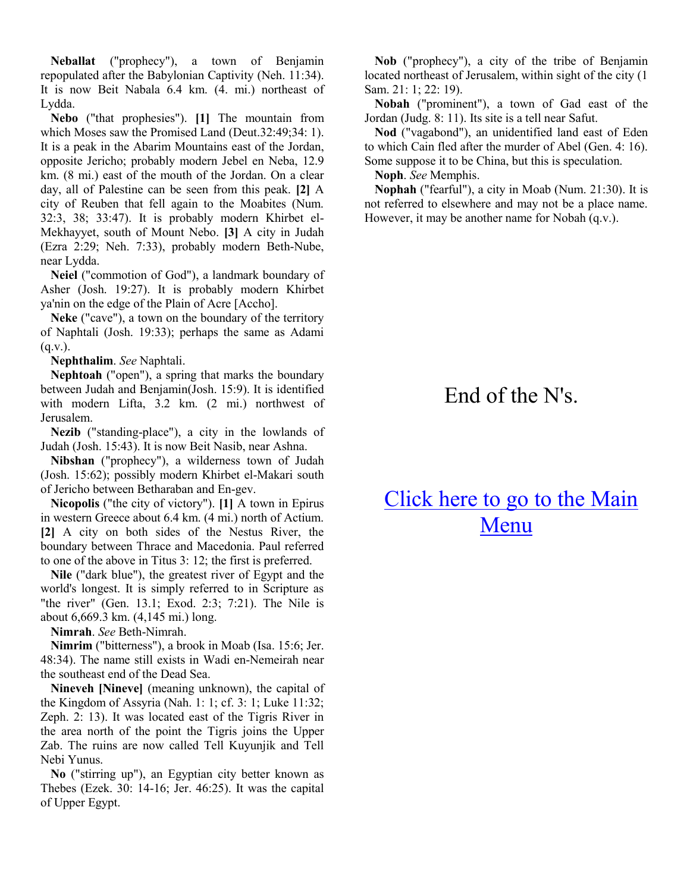**Neballat** ("prophecy"), a town of Benjamin repopulated after the Babylonian Captivity (Neh. 11:34). It is now Beit Nabala 6.4 km. (4. mi.) northeast of Lydda.

**Nebo** ("that prophesies"). **[1]** The mountain from which Moses saw the Promised Land (Deut.32:49;34: 1). It is a peak in the Abarim Mountains east of the Jordan, opposite Jericho; probably modern Jebel en Neba, 12.9 km. (8 mi.) east of the mouth of the Jordan. On a clear day, all of Palestine can be seen from this peak. **[2]** A city of Reuben that fell again to the Moabites (Num. 32:3, 38; 33:47). It is probably modern Khirbet el-Mekhayyet, south of Mount Nebo. **[3]** A city in Judah (Ezra 2:29; Neh. 7:33), probably modern Beth-Nube, near Lydda.

**Neiel** ("commotion of God"), a landmark boundary of Asher (Josh. 19:27). It is probably modern Khirbet ya'nin on the edge of the Plain of Acre [Accho].

**Neke** ("cave"), a town on the boundary of the territory of Naphtali (Josh. 19:33); perhaps the same as Adami (q.v.).

**Nephthalim**. *See* Naphtali.

**Nephtoah** ("open"), a spring that marks the boundary between Judah and Benjamin(Josh. 15:9). It is identified with modern Lifta, 3.2 km. (2 mi.) northwest of Jerusalem.

**Nezib** ("standing-place"), a city in the lowlands of Judah (Josh. 15:43). It is now Beit Nasib, near Ashna.

**Nibshan** ("prophecy"), a wilderness town of Judah (Josh. 15:62); possibly modern Khirbet el-Makari south of Jericho between Betharaban and En-gev.

**Nicopolis** ("the city of victory"). **[1]** A town in Epirus in western Greece about 6.4 km. (4 mi.) north of Actium. **[2]** A city on both sides of the Nestus River, the boundary between Thrace and Macedonia. Paul referred to one of the above in Titus 3: 12; the first is preferred.

**Nile** ("dark blue"), the greatest river of Egypt and the world's longest. It is simply referred to in Scripture as "the river" (Gen. 13.1; Exod. 2:3; 7:21). The Nile is about 6,669.3 km. (4,145 mi.) long.

**Nimrah**. *See* Beth-Nimrah.

**Nimrim** ("bitterness"), a brook in Moab (Isa. 15:6; Jer. 48:34). The name still exists in Wadi en-Nemeirah near the southeast end of the Dead Sea.

**Nineveh [Nineve]** (meaning unknown), the capital of the Kingdom of Assyria (Nah. 1: 1; cf. 3: 1; Luke 11:32; Zeph. 2: 13). It was located east of the Tigris River in the area north of the point the Tigris joins the Upper Zab. The ruins are now called Tell Kuyunjik and Tell Nebi Yunus.

**No** ("stirring up"), an Egyptian city better known as Thebes (Ezek. 30: 14-16; Jer. 46:25). It was the capital of Upper Egypt.

**Nob** ("prophecy"), a city of the tribe of Benjamin located northeast of Jerusalem, within sight of the city (1 Sam. 21: 1; 22: 19).

**Nobah** ("prominent"), a town of Gad east of the Jordan (Judg. 8: 11). Its site is a tell near Safut.

**Nod** ("vagabond"), an unidentified land east of Eden to which Cain fled after the murder of Abel (Gen. 4: 16). Some suppose it to be China, but this is speculation.

**Noph**. *See* Memphis.

**Nophah** ("fearful"), a city in Moab (Num. 21:30). It is not referred to elsewhere and may not be a place name. However, it may be another name for Nobah (q.v.).

End of the N's.

Click here to go to the Main Menu